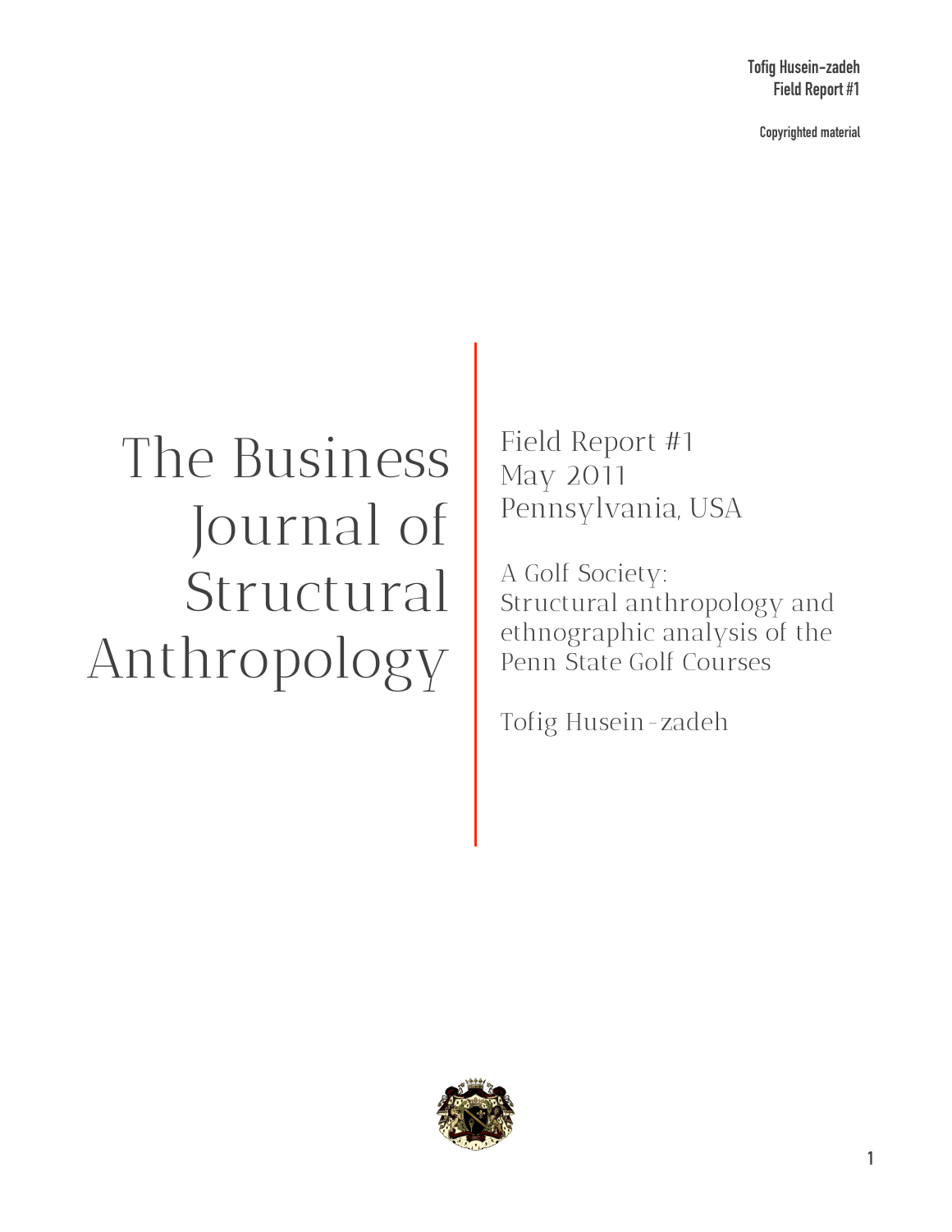Tofig Husein-zadeh
Field Report #1

Copyrighted material

# The Business Journal of Structural Anthropology

Field Report #1
May 2011
Pennsylvania, USA

## A Golf Society: Structural anthropology and ethnographic analysis of the Penn State Golf Courses

Tofig Husein-zadeh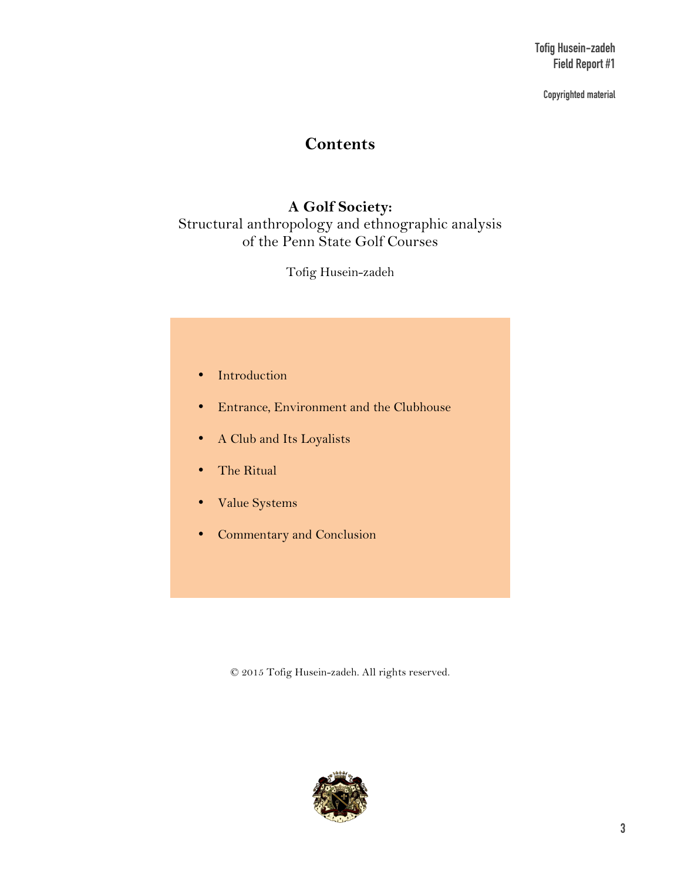# Contents

## A Golf Society:
Structural anthropology and ethnographic analysis
of the Penn State Golf Courses

Tofig Husein-zadeh

- Introduction
- Entrance, Environment and the Clubhouse
- A Club and Its Loyalists
- The Ritual
- Value Systems
- Commentary and Conclusion

© 2015 Tofig Husein-zadeh. All rights reserved.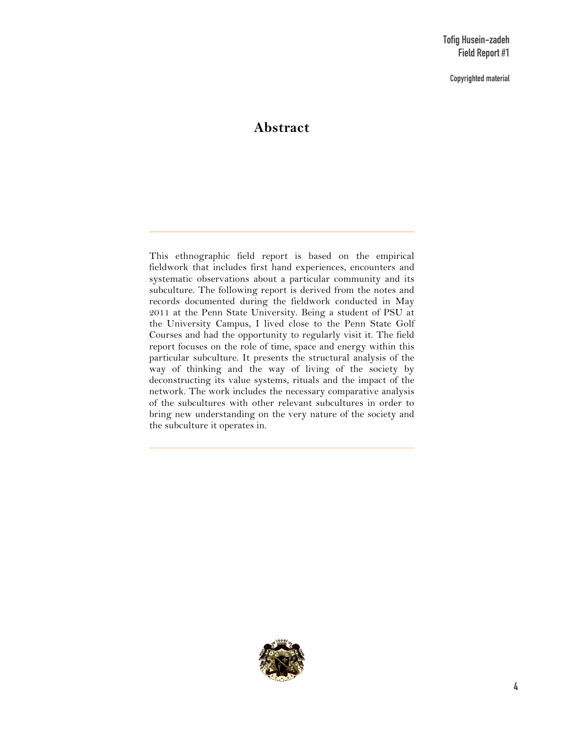# Abstract

This ethnographic field report is based on the empirical fieldwork that includes first hand experiences, encounters and systematic observations about a particular community and its subculture. The following report is derived from the notes and records documented during the fieldwork conducted in May 2011 at the Penn State University. Being a student of PSU at the University Campus, I lived close to the Penn State Golf Courses and had the opportunity to regularly visit it. The field report focuses on the role of time, space and energy within this particular subculture. It presents the structural analysis of the way of thinking and the way of living of the society by deconstructing its value systems, rituals and the impact of the network. The work includes the necessary comparative analysis of the subcultures with other relevant subcultures in order to bring new understanding on the very nature of the society and the subculture it operates in.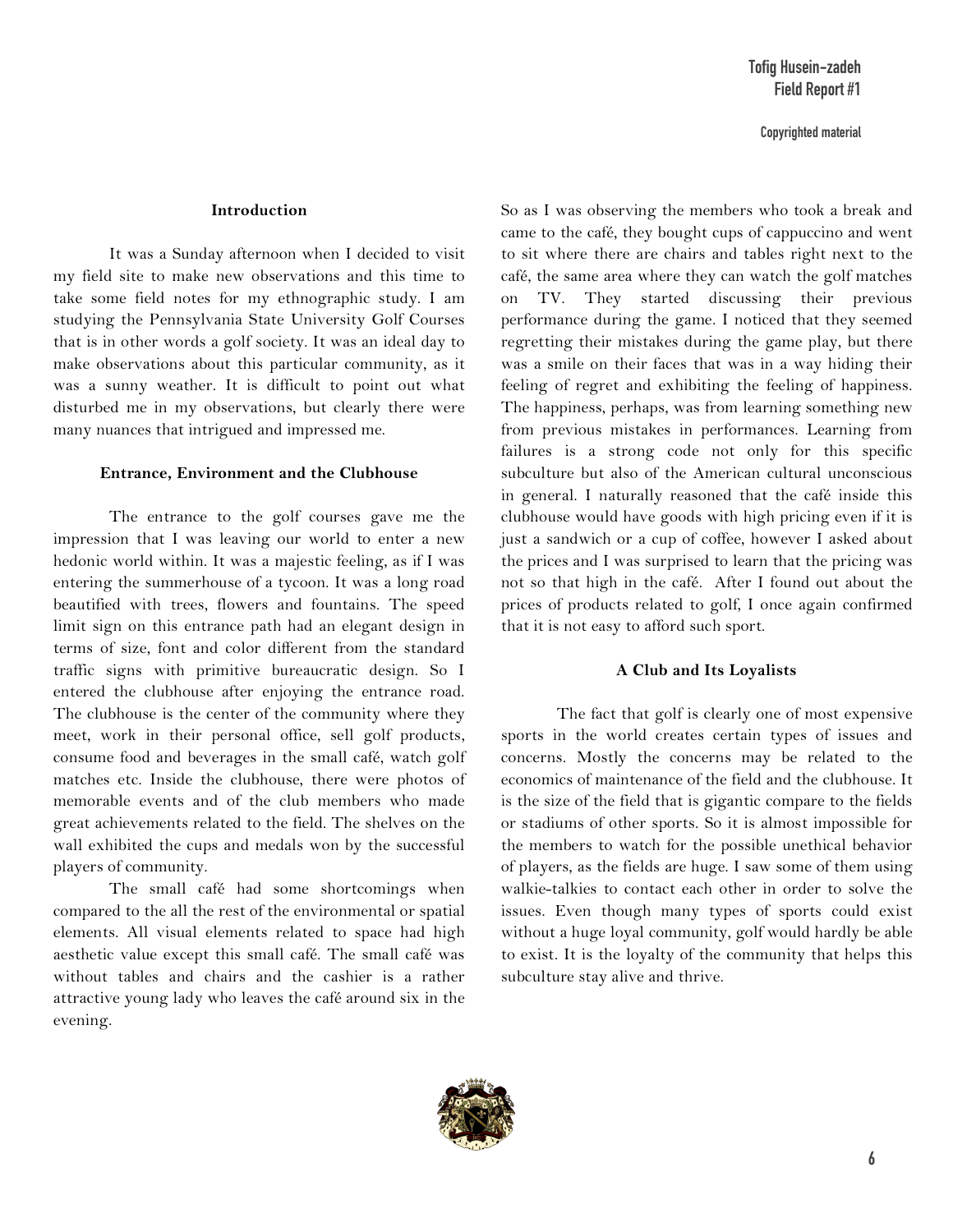Tofig Husein-zadeh
Field Report #1

Copyrighted material

## Introduction

It was a Sunday afternoon when I decided to visit my field site to make new observations and this time to take some field notes for my ethnographic study. I am studying the Pennsylvania State University Golf Courses that is in other words a golf society. It was an ideal day to make observations about this particular community, as it was a sunny weather. It is difficult to point out what disturbed me in my observations, but clearly there were many nuances that intrigued and impressed me.

## Entrance, Environment and the Clubhouse

The entrance to the golf courses gave me the impression that I was leaving our world to enter a new hedonic world within. It was a majestic feeling, as if I was entering the summerhouse of a tycoon. It was a long road beautified with trees, flowers and fountains. The speed limit sign on this entrance path had an elegant design in terms of size, font and color different from the standard traffic signs with primitive bureaucratic design. So I entered the clubhouse after enjoying the entrance road. The clubhouse is the center of the community where they meet, work in their personal office, sell golf products, consume food and beverages in the small café, watch golf matches etc. Inside the clubhouse, there were photos of memorable events and of the club members who made great achievements related to the field. The shelves on the wall exhibited the cups and medals won by the successful players of community.

The small café had some shortcomings when compared to the all the rest of the environmental or spatial elements. All visual elements related to space had high aesthetic value except this small café. The small café was without tables and chairs and the cashier is a rather attractive young lady who leaves the café around six in the evening.

So as I was observing the members who took a break and came to the café, they bought cups of cappuccino and went to sit where there are chairs and tables right next to the café, the same area where they can watch the golf matches on TV. They started discussing their previous performance during the game. I noticed that they seemed regretting their mistakes during the game play, but there was a smile on their faces that was in a way hiding their feeling of regret and exhibiting the feeling of happiness. The happiness, perhaps, was from learning something new from previous mistakes in performances. Learning from failures is a strong code not only for this specific subculture but also of the American cultural unconscious in general. I naturally reasoned that the café inside this clubhouse would have goods with high pricing even if it is just a sandwich or a cup of coffee, however I asked about the prices and I was surprised to learn that the pricing was not so that high in the café. After I found out about the prices of products related to golf, I once again confirmed that it is not easy to afford such sport.

## A Club and Its Loyalists

The fact that golf is clearly one of most expensive sports in the world creates certain types of issues and concerns. Mostly the concerns may be related to the economics of maintenance of the field and the clubhouse. It is the size of the field that is gigantic compare to the fields or stadiums of other sports. So it is almost impossible for the members to watch for the possible unethical behavior of players, as the fields are huge. I saw some of them using walkie-talkies to contact each other in order to solve the issues. Even though many types of sports could exist without a huge loyal community, golf would hardly be able to exist. It is the loyalty of the community that helps this subculture stay alive and thrive.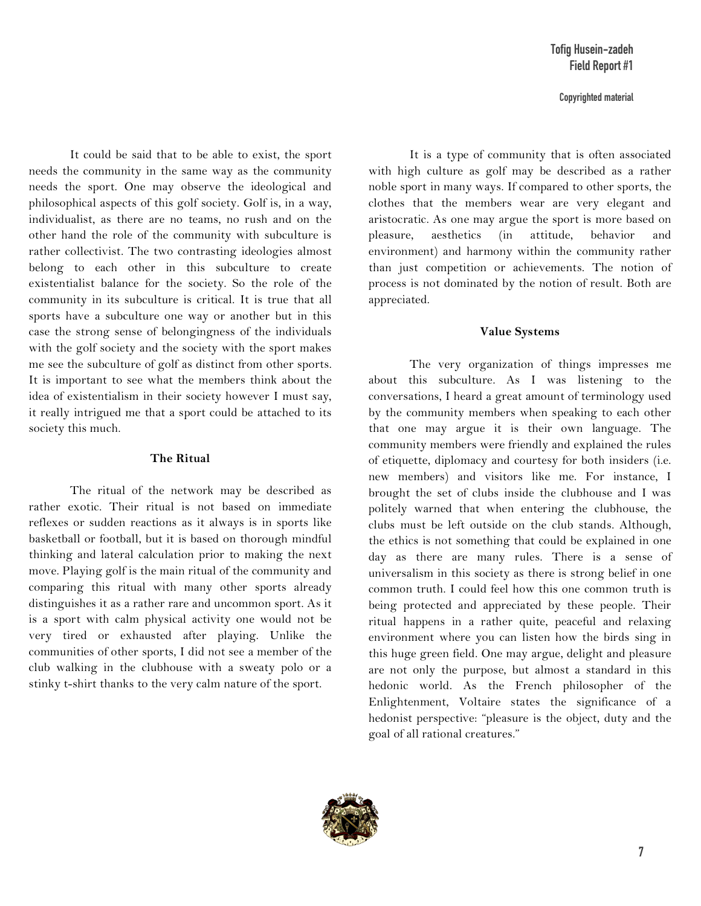It could be said that to be able to exist, the sport needs the community in the same way as the community needs the sport. One may observe the ideological and philosophical aspects of this golf society. Golf is, in a way, individualist, as there are no teams, no rush and on the other hand the role of the community with subculture is rather collectivist. The two contrasting ideologies almost belong to each other in this subculture to create existentialist balance for the society. So the role of the community in its subculture is critical. It is true that all sports have a subculture one way or another but in this case the strong sense of belongingness of the individuals with the golf society and the society with the sport makes me see the subculture of golf as distinct from other sports. It is important to see what the members think about the idea of existentialism in their society however I must say, it really intrigued me that a sport could be attached to its society this much.

### The Ritual

The ritual of the network may be described as rather exotic. Their ritual is not based on immediate reflexes or sudden reactions as it always is in sports like basketball or football, but it is based on thorough mindful thinking and lateral calculation prior to making the next move. Playing golf is the main ritual of the community and comparing this ritual with many other sports already distinguishes it as a rather rare and uncommon sport. As it is a sport with calm physical activity one would not be very tired or exhausted after playing. Unlike the communities of other sports, I did not see a member of the club walking in the clubhouse with a sweaty polo or a stinky t-shirt thanks to the very calm nature of the sport.

It is a type of community that is often associated with high culture as golf may be described as a rather noble sport in many ways. If compared to other sports, the clothes that the members wear are very elegant and aristocratic. As one may argue the sport is more based on pleasure, aesthetics (in attitude, behavior and environment) and harmony within the community rather than just competition or achievements. The notion of process is not dominated by the notion of result. Both are appreciated.

### Value Systems

The very organization of things impresses me about this subculture. As I was listening to the conversations, I heard a great amount of terminology used by the community members when speaking to each other that one may argue it is their own language. The community members were friendly and explained the rules of etiquette, diplomacy and courtesy for both insiders (i.e. new members) and visitors like me. For instance, I brought the set of clubs inside the clubhouse and I was politely warned that when entering the clubhouse, the clubs must be left outside on the club stands. Although, the ethics is not something that could be explained in one day as there are many rules. There is a sense of universalism in this society as there is strong belief in one common truth. I could feel how this one common truth is being protected and appreciated by these people. Their ritual happens in a rather quite, peaceful and relaxing environment where you can listen how the birds sing in this huge green field. One may argue, delight and pleasure are not only the purpose, but almost a standard in this hedonic world. As the French philosopher of the Enlightenment, Voltaire states the significance of a hedonist perspective: "pleasure is the object, duty and the goal of all rational creatures."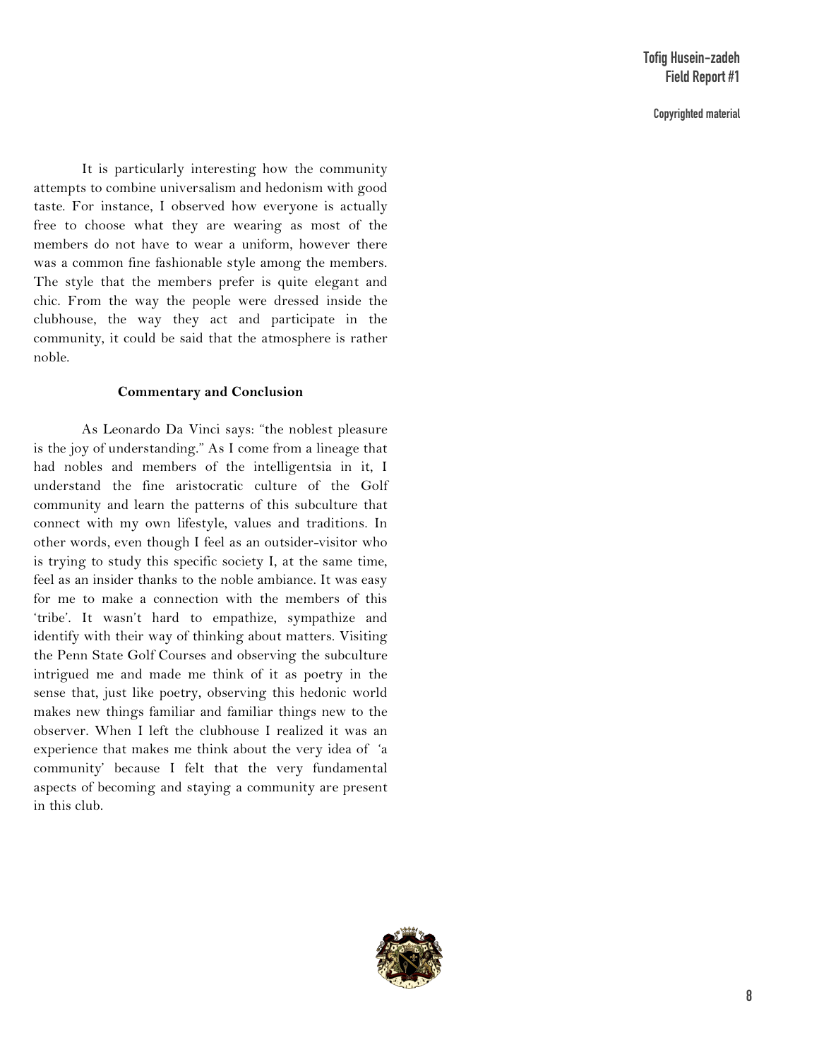It is particularly interesting how the community attempts to combine universalism and hedonism with good taste. For instance, I observed how everyone is actually free to choose what they are wearing as most of the members do not have to wear a uniform, however there was a common fine fashionable style among the members. The style that the members prefer is quite elegant and chic. From the way the people were dressed inside the clubhouse, the way they act and participate in the community, it could be said that the atmosphere is rather noble.

### Commentary and Conclusion

As Leonardo Da Vinci says: "the noblest pleasure is the joy of understanding." As I come from a lineage that had nobles and members of the intelligentsia in it, I understand the fine aristocratic culture of the Golf community and learn the patterns of this subculture that connect with my own lifestyle, values and traditions. In other words, even though I feel as an outsider-visitor who is trying to study this specific society I, at the same time, feel as an insider thanks to the noble ambiance. It was easy for me to make a connection with the members of this 'tribe'. It wasn't hard to empathize, sympathize and identify with their way of thinking about matters. Visiting the Penn State Golf Courses and observing the subculture intrigued me and made me think of it as poetry in the sense that, just like poetry, observing this hedonic world makes new things familiar and familiar things new to the observer. When I left the clubhouse I realized it was an experience that makes me think about the very idea of 'a community' because I felt that the very fundamental aspects of becoming and staying a community are present in this club.